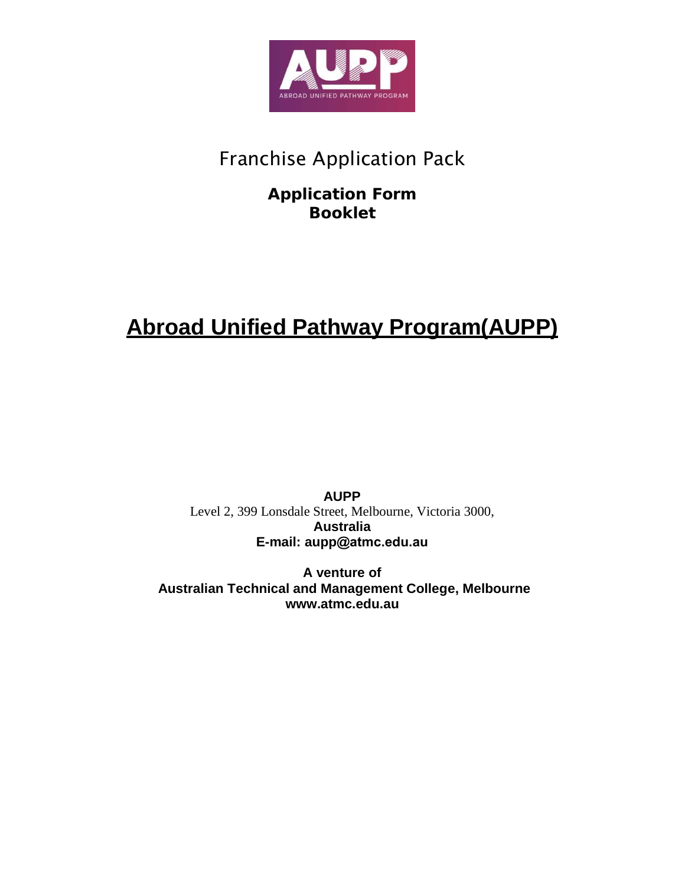Franchise Application Pack

**Application Form**
**Booklet**

# Abroad Unified Pathway Program(AUPP)

**AUPP**
Level 2, 399 Lonsdale Street, Melbourne, Victoria 3000,
**Australia**
**E-mail: aupp@atmc.edu.au**

**A venture of**
**Australian Technical and Management College, Melbourne**
**www.atmc.edu.au**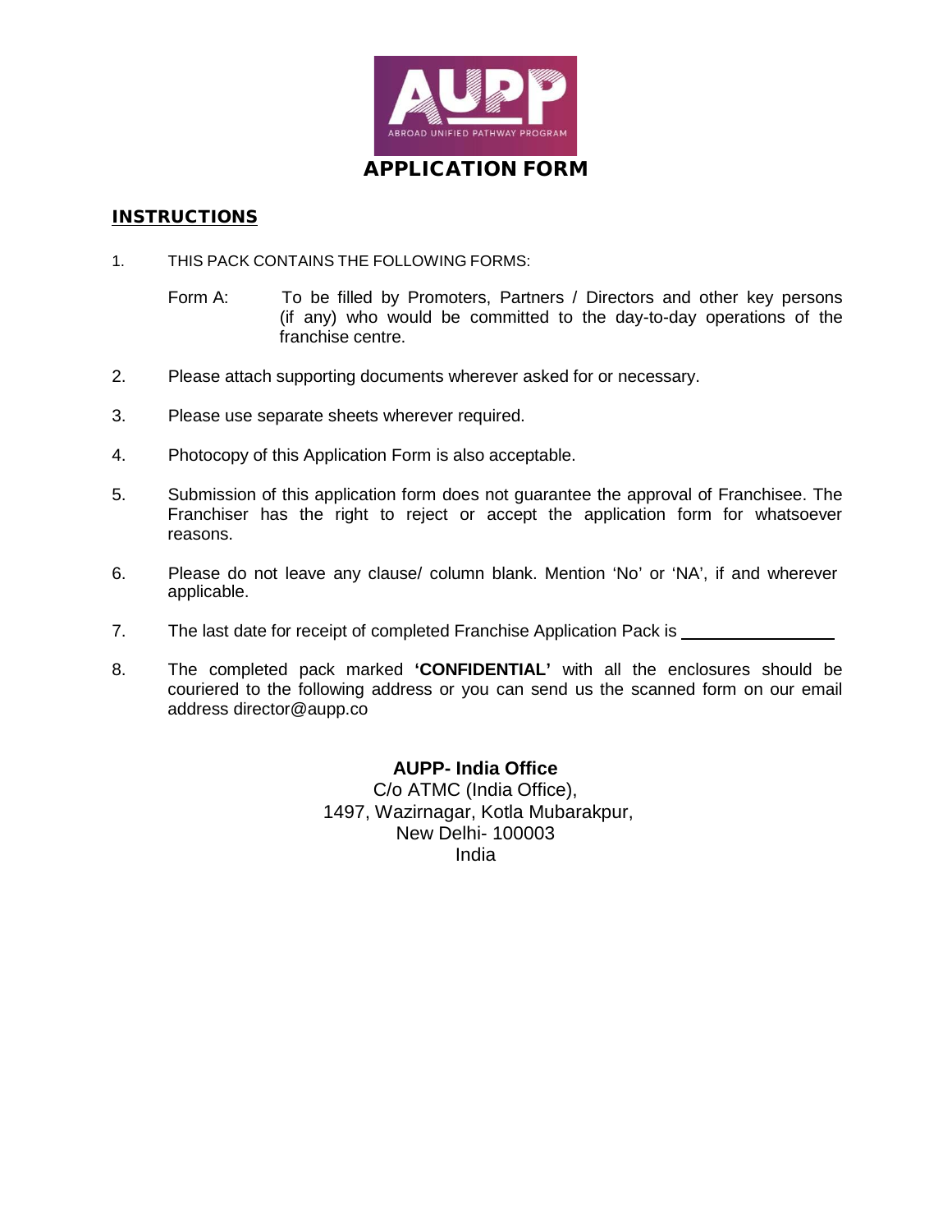# APPLICATION FORM

## INSTRUCTIONS

1. THIS PACK CONTAINS THE FOLLOWING FORMS:

   Form A: To be filled by Promoters, Partners / Directors and other key persons (if any) who would be committed to the day-to-day operations of the franchise centre.

2. Please attach supporting documents wherever asked for or necessary.

3. Please use separate sheets wherever required.

4. Photocopy of this Application Form is also acceptable.

5. Submission of this application form does not guarantee the approval of Franchisee. The Franchiser has the right to reject or accept the application form for whatsoever reasons.

6. Please do not leave any clause/ column blank. Mention 'No' or 'NA', if and wherever applicable.

7. The last date for receipt of completed Franchise Application Pack is ________________

8. The completed pack marked **'CONFIDENTIAL'** with all the enclosures should be couriered to the following address or you can send us the scanned form on our email address director@aupp.co

**AUPP- India Office**
C/o ATMC (India Office),
1497, Wazirnagar, Kotla Mubarakpur,
New Delhi- 100003
India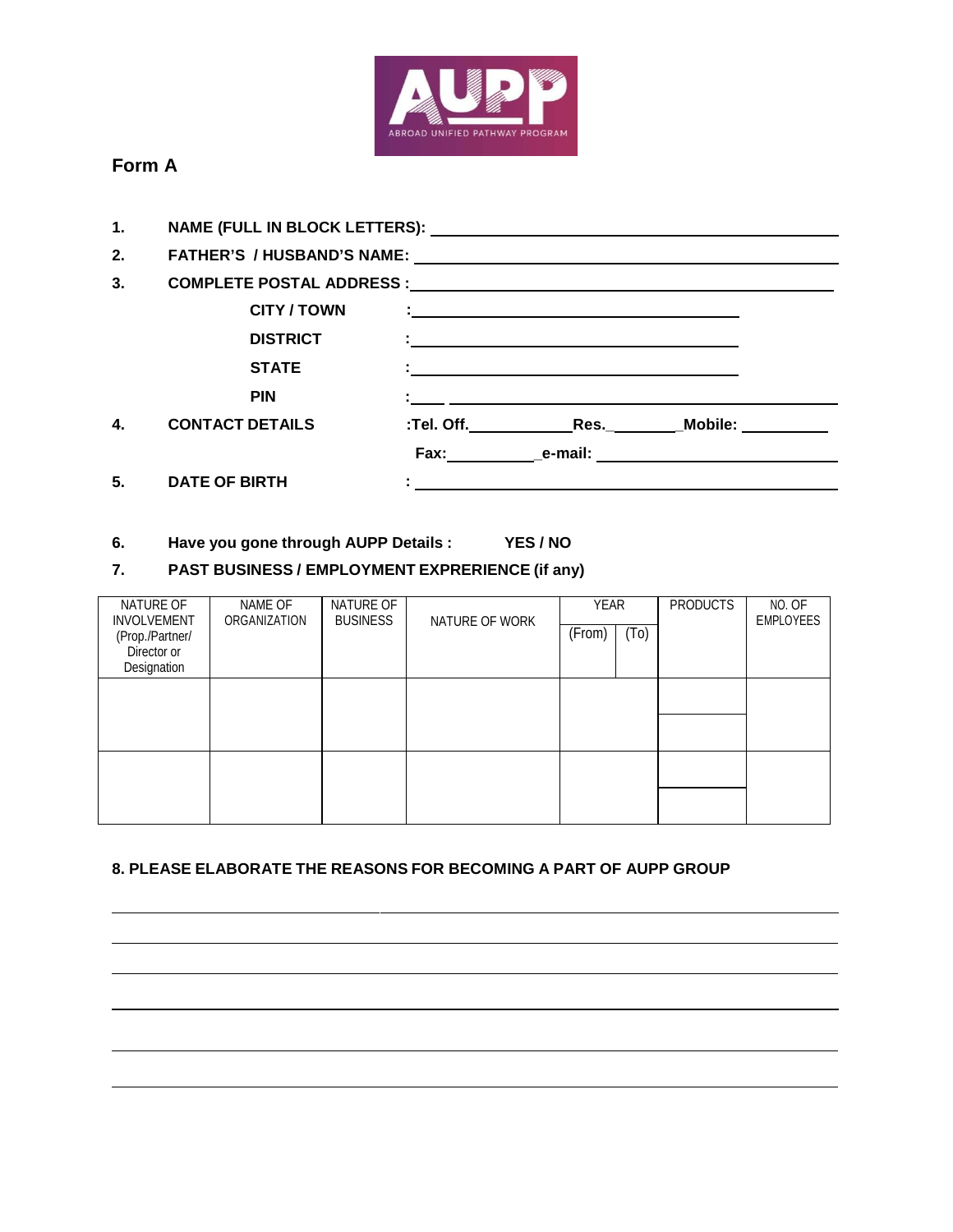AUPP

ABROAD UNIFIED PATHWAY PROGRAM

## Form A

1. **NAME (FULL IN BLOCK LETTERS):** ______________________________
2. **FATHER'S / HUSBAND'S NAME:** ______________________________
3. **COMPLETE POSTAL ADDRESS :** ______________________________

   **CITY / TOWN** : ______________________________

   **DISTRICT** : ______________________________

   **STATE** : ______________________________

   **PIN** : ____ ______________________________
4. **CONTACT DETAILS** :**Tel. Off.**__________**Res.**_________**Mobile:** __________

   **Fax:**__________**e-mail:** ______________________________
5. **DATE OF BIRTH** : ______________________________

6. **Have you gone through AUPP Details :** **YES / NO**
7. **PAST BUSINESS / EMPLOYMENT EXPRERIENCE (if any)**

| NATURE OF INVOLVEMENT (Prop./Partner/ Director or Designation | NAME OF ORGANIZATION | NATURE OF BUSINESS | NATURE OF WORK | YEAR | | PRODUCTS | NO. OF EMPLOYEES |
|---|---|---|---|---|---|---|---|
| | | | | (From) | (To) | | |
| | | | | | | | |
| | | | | | | | |

**8. PLEASE ELABORATE THE REASONS FOR BECOMING A PART OF AUPP GROUP**

______________________________________________________________

______________________________________________________________

______________________________________________________________

______________________________________________________________

______________________________________________________________

______________________________________________________________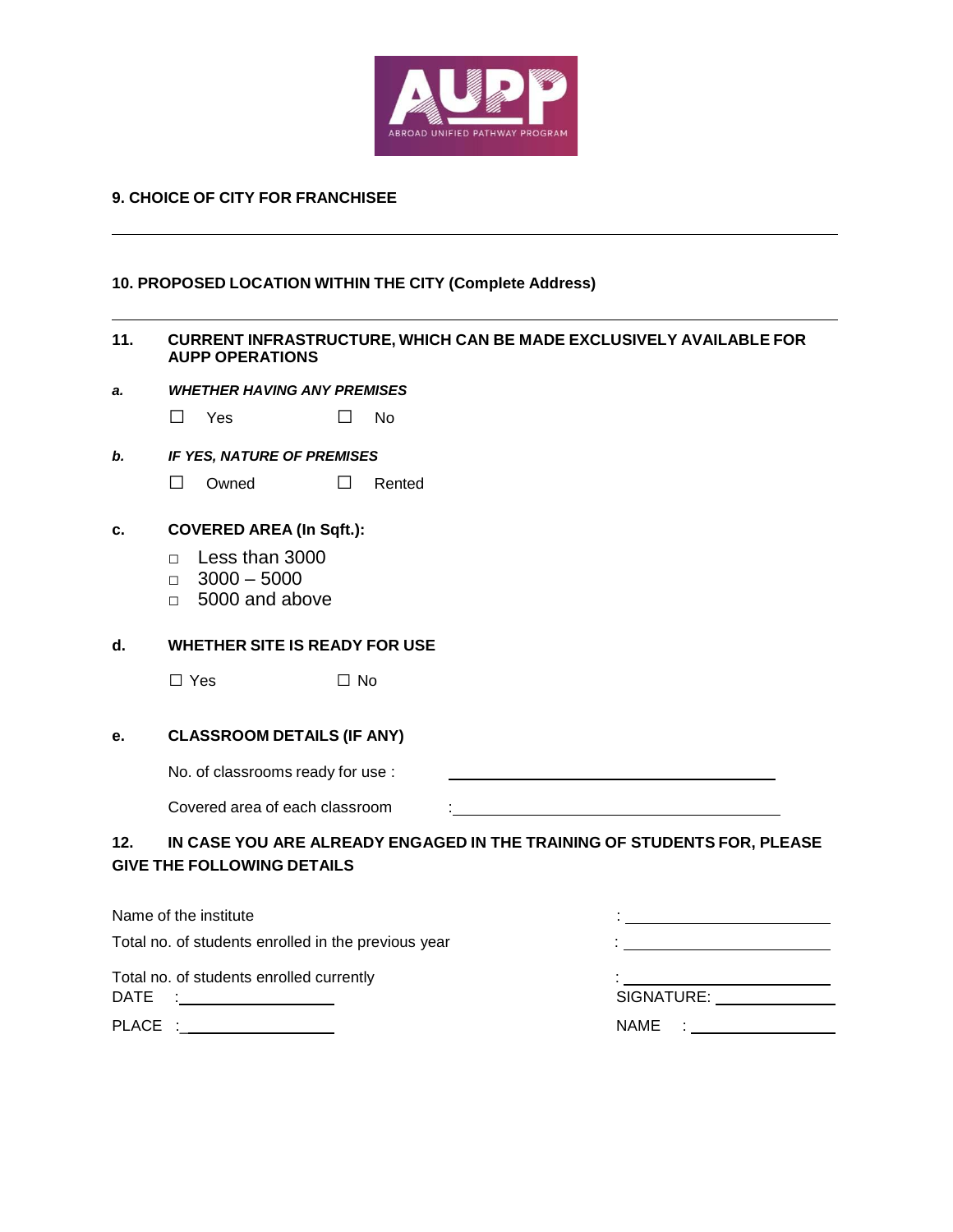**9. CHOICE OF CITY FOR FRANCHISEE**

---

**10. PROPOSED LOCATION WITHIN THE CITY (Complete Address)**

---

**11. CURRENT INFRASTRUCTURE, WHICH CAN BE MADE EXCLUSIVELY AVAILABLE FOR AUPP OPERATIONS**

***a. WHETHER HAVING ANY PREMISES***

☐ Yes ☐ No

***b. IF YES, NATURE OF PREMISES***

☐ Owned ☐ Rented

**c. COVERED AREA (In Sqft.):**

- ☐ Less than 3000
- ☐ 3000 – 5000
- ☐ 5000 and above

**d. WHETHER SITE IS READY FOR USE**

☐ Yes ☐ No

**e. CLASSROOM DETAILS (IF ANY)**

No. of classrooms ready for use : ____________________

Covered area of each classroom : ____________________

**12. IN CASE YOU ARE ALREADY ENGAGED IN THE TRAINING OF STUDENTS FOR, PLEASE GIVE THE FOLLOWING DETAILS**

Name of the institute : ____________________

Total no. of students enrolled in the previous year : ____________________

Total no. of students enrolled currently : ____________________

DATE : ____________________ SIGNATURE: ____________________

PLACE : ____________________ NAME : ____________________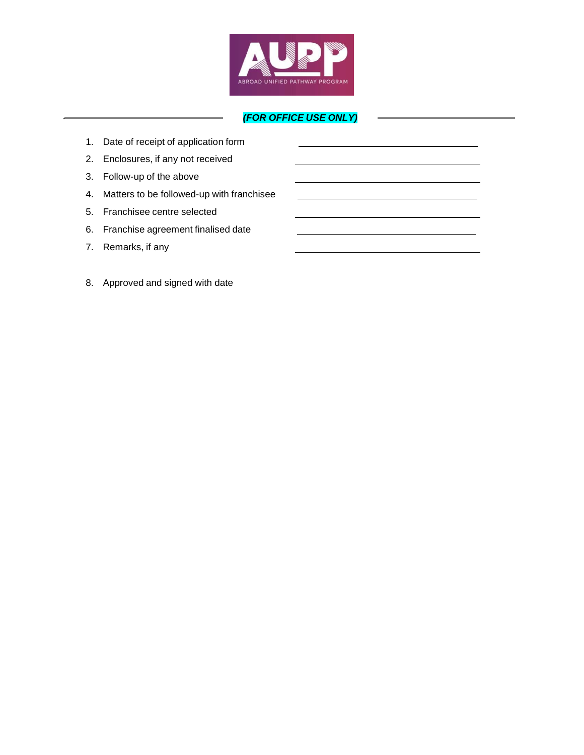AUPP

ABROAD UNIFIED PATHWAY PROGRAM

***(FOR OFFICE USE ONLY)***

1. Date of receipt of application form ______________________
2. Enclosures, if any not received ______________________
3. Follow-up of the above ______________________
4. Matters to be followed-up with franchisee ______________________
5. Franchisee centre selected ______________________
6. Franchise agreement finalised date ______________________
7. Remarks, if any ______________________

8. Approved and signed with date